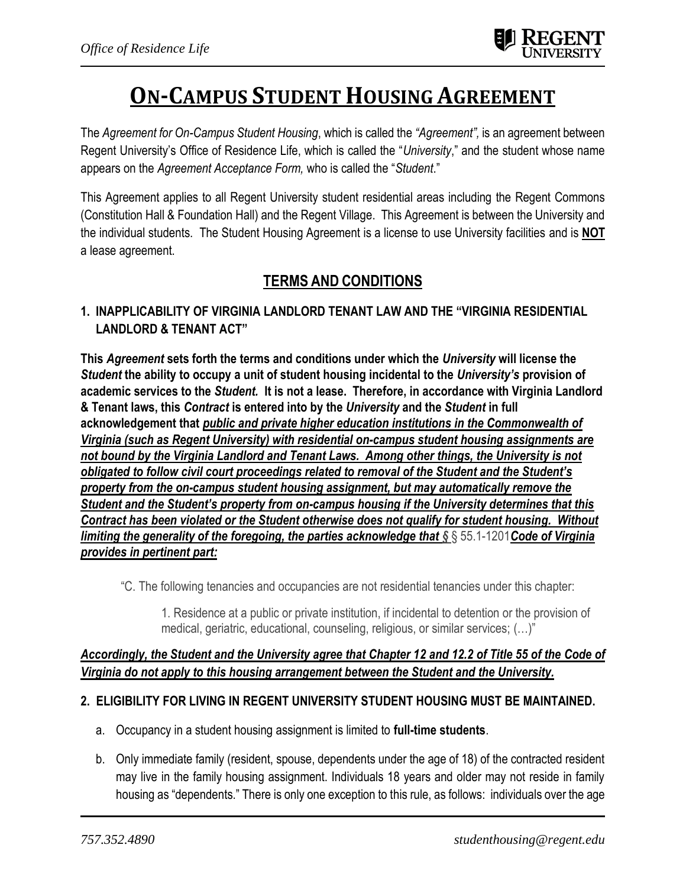# ON-CAMPUS STUDENT HOUSING AGREEMENT

The *Agreement for On-Campus Student Housing*, which is called the *"Agreement",* is an agreement between Regent University's Office of Residence Life, which is called the "*University*," and the student whose name appears on the *Agreement Acceptance Form,* who is called the "*Student*."

This Agreement applies to all Regent University student residential areas including the Regent Commons (Constitution Hall & Foundation Hall) and the Regent Village. This Agreement is between the University and the individual students. The Student Housing Agreement is a license to use University facilities and is **NOT** a lease agreement.

## TERMS AND CONDITIONS

### 1. INAPPLICABILITY OF VIRGINIA LANDLORD TENANT LAW AND THE "VIRGINIA RESIDENTIAL LANDLORD & TENANT ACT"

**This *Agreement* sets forth the terms and conditions under which the *University* will license the *Student* the ability to occupy a unit of student housing incidental to the *University's* provision of academic services to the *Student.* It is not a lease. Therefore, in accordance with Virginia Landlord & Tenant laws, this *Contract* is entered into by the *University* and the *Student* in full acknowledgement that *public and private higher education institutions in the Commonwealth of Virginia (such as Regent University) with residential on-campus student housing assignments are not bound by the Virginia Landlord and Tenant Laws. Among other things, the University is not obligated to follow civil court proceedings related to removal of the Student and the Student's property from the on-campus student housing assignment, but may automatically remove the Student and the Student's property from on-campus housing if the University determines that this Contract has been violated or the Student otherwise does not qualify for student housing. Without limiting the generality of the foregoing, the parties acknowledge that §*** § 55.1-1201 ***Code of Virginia provides in pertinent part:***

> "C. The following tenancies and occupancies are not residential tenancies under this chapter:
>
> 1. Residence at a public or private institution, if incidental to detention or the provision of medical, geriatric, educational, counseling, religious, or similar services; (…)"

***Accordingly, the Student and the University agree that Chapter 12 and 12.2 of Title 55 of the Code of Virginia do not apply to this housing arrangement between the Student and the University.***

### 2. ELIGIBILITY FOR LIVING IN REGENT UNIVERSITY STUDENT HOUSING MUST BE MAINTAINED.

a. Occupancy in a student housing assignment is limited to **full-time students**.

b. Only immediate family (resident, spouse, dependents under the age of 18) of the contracted resident may live in the family housing assignment. Individuals 18 years and older may not reside in family housing as "dependents." There is only one exception to this rule, as follows: individuals over the age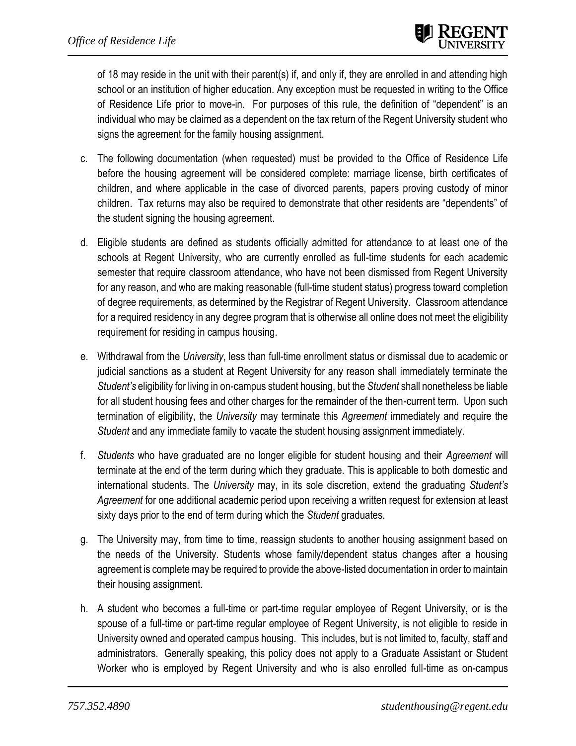of 18 may reside in the unit with their parent(s) if, and only if, they are enrolled in and attending high school or an institution of higher education. Any exception must be requested in writing to the Office of Residence Life prior to move-in. For purposes of this rule, the definition of "dependent" is an individual who may be claimed as a dependent on the tax return of the Regent University student who signs the agreement for the family housing assignment.

c. The following documentation (when requested) must be provided to the Office of Residence Life before the housing agreement will be considered complete: marriage license, birth certificates of children, and where applicable in the case of divorced parents, papers proving custody of minor children. Tax returns may also be required to demonstrate that other residents are "dependents" of the student signing the housing agreement.

d. Eligible students are defined as students officially admitted for attendance to at least one of the schools at Regent University, who are currently enrolled as full-time students for each academic semester that require classroom attendance, who have not been dismissed from Regent University for any reason, and who are making reasonable (full-time student status) progress toward completion of degree requirements, as determined by the Registrar of Regent University. Classroom attendance for a required residency in any degree program that is otherwise all online does not meet the eligibility requirement for residing in campus housing.

e. Withdrawal from the *University*, less than full-time enrollment status or dismissal due to academic or judicial sanctions as a student at Regent University for any reason shall immediately terminate the *Student's* eligibility for living in on-campus student housing, but the *Student* shall nonetheless be liable for all student housing fees and other charges for the remainder of the then-current term. Upon such termination of eligibility, the *University* may terminate this *Agreement* immediately and require the *Student* and any immediate family to vacate the student housing assignment immediately.

f. *Students* who have graduated are no longer eligible for student housing and their *Agreement* will terminate at the end of the term during which they graduate. This is applicable to both domestic and international students. The *University* may, in its sole discretion, extend the graduating *Student's Agreement* for one additional academic period upon receiving a written request for extension at least sixty days prior to the end of term during which the *Student* graduates.

g. The University may, from time to time, reassign students to another housing assignment based on the needs of the University. Students whose family/dependent status changes after a housing agreement is complete may be required to provide the above-listed documentation in order to maintain their housing assignment.

h. A student who becomes a full-time or part-time regular employee of Regent University, or is the spouse of a full-time or part-time regular employee of Regent University, is not eligible to reside in University owned and operated campus housing. This includes, but is not limited to, faculty, staff and administrators. Generally speaking, this policy does not apply to a Graduate Assistant or Student Worker who is employed by Regent University and who is also enrolled full-time as on-campus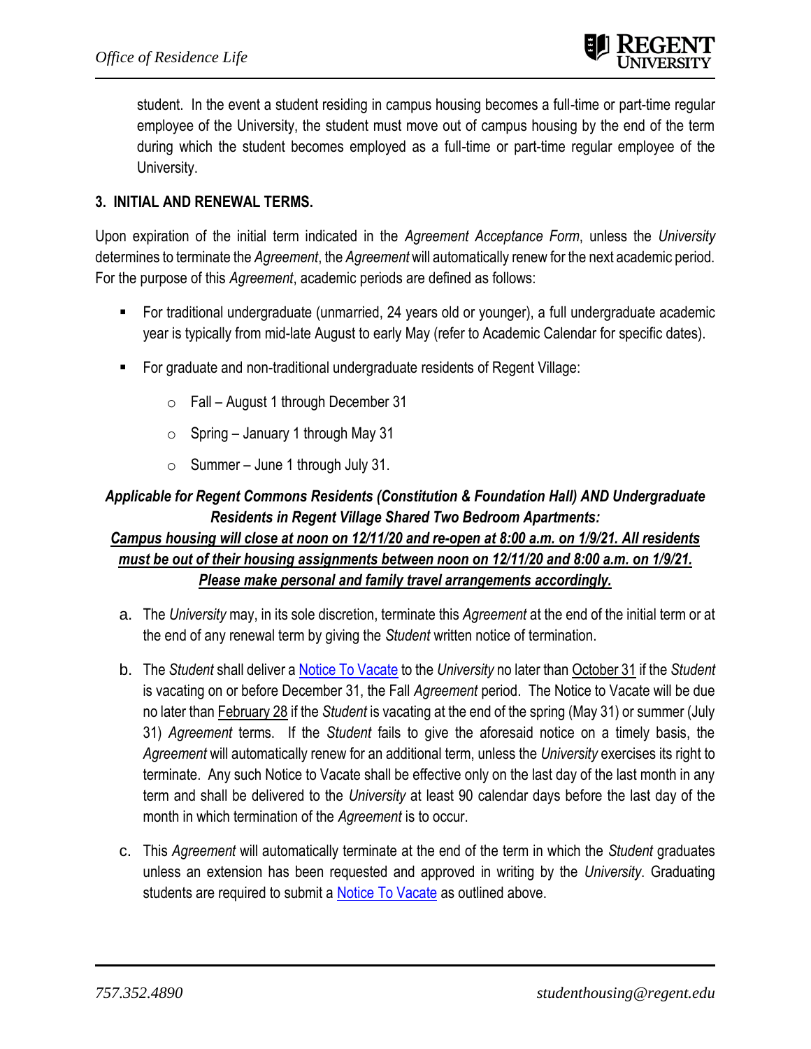student. In the event a student residing in campus housing becomes a full-time or part-time regular employee of the University, the student must move out of campus housing by the end of the term during which the student becomes employed as a full-time or part-time regular employee of the University.

### 3. INITIAL AND RENEWAL TERMS.

Upon expiration of the initial term indicated in the *Agreement Acceptance Form*, unless the *University* determines to terminate the *Agreement*, the *Agreement* will automatically renew for the next academic period. For the purpose of this *Agreement*, academic periods are defined as follows:

- For traditional undergraduate (unmarried, 24 years old or younger), a full undergraduate academic year is typically from mid-late August to early May (refer to Academic Calendar for specific dates).
- For graduate and non-traditional undergraduate residents of Regent Village:
  - Fall – August 1 through December 31
  - Spring – January 1 through May 31
  - Summer – June 1 through July 31.

***Applicable for Regent Commons Residents (Constitution & Foundation Hall) AND Undergraduate Residents in Regent Village Shared Two Bedroom Apartments:***

***<u>Campus housing will close at noon on 12/11/20 and re-open at 8:00 a.m. on 1/9/21. All residents must be out of their housing assignments between noon on 12/11/20 and 8:00 a.m. on 1/9/21. Please make personal and family travel arrangements accordingly.</u>***

a. The *University* may, in its sole discretion, terminate this *Agreement* at the end of the initial term or at the end of any renewal term by giving the *Student* written notice of termination.

b. The *Student* shall deliver a Notice To Vacate to the *University* no later than <u>October 31</u> if the *Student* is vacating on or before December 31, the Fall *Agreement* period. The Notice to Vacate will be due no later than <u>February 28</u> if the *Student* is vacating at the end of the spring (May 31) or summer (July 31) *Agreement* terms. If the *Student* fails to give the aforesaid notice on a timely basis, the *Agreement* will automatically renew for an additional term, unless the *University* exercises its right to terminate. Any such Notice to Vacate shall be effective only on the last day of the last month in any term and shall be delivered to the *University* at least 90 calendar days before the last day of the month in which termination of the *Agreement* is to occur.

c. This *Agreement* will automatically terminate at the end of the term in which the *Student* graduates unless an extension has been requested and approved in writing by the *University*. Graduating students are required to submit a Notice To Vacate as outlined above.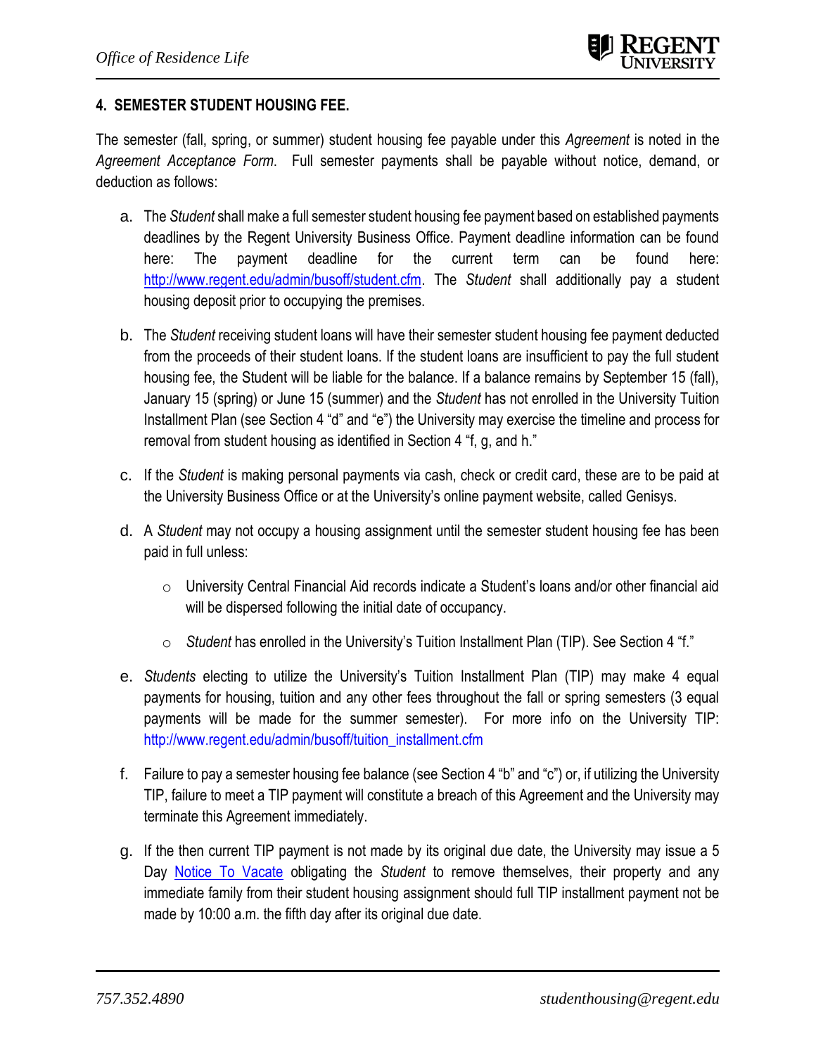## 4. SEMESTER STUDENT HOUSING FEE.

The semester (fall, spring, or summer) student housing fee payable under this *Agreement* is noted in the *Agreement Acceptance Form*. Full semester payments shall be payable without notice, demand, or deduction as follows:

a. The *Student* shall make a full semester student housing fee payment based on established payments deadlines by the Regent University Business Office. Payment deadline information can be found here: The payment deadline for the current term can be found here: [http://www.regent.edu/admin/busoff/student.cfm](http://www.regent.edu/admin/busoff/student.cfm). The *Student* shall additionally pay a student housing deposit prior to occupying the premises.

b. The *Student* receiving student loans will have their semester student housing fee payment deducted from the proceeds of their student loans. If the student loans are insufficient to pay the full student housing fee, the Student will be liable for the balance. If a balance remains by September 15 (fall), January 15 (spring) or June 15 (summer) and the *Student* has not enrolled in the University Tuition Installment Plan (see Section 4 "d" and "e") the University may exercise the timeline and process for removal from student housing as identified in Section 4 "f, g, and h."

c. If the *Student* is making personal payments via cash, check or credit card, these are to be paid at the University Business Office or at the University's online payment website, called Genisys.

d. A *Student* may not occupy a housing assignment until the semester student housing fee has been paid in full unless:

   - University Central Financial Aid records indicate a Student's loans and/or other financial aid will be dispersed following the initial date of occupancy.
   - *Student* has enrolled in the University's Tuition Installment Plan (TIP). See Section 4 "f."

e. *Students* electing to utilize the University's Tuition Installment Plan (TIP) may make 4 equal payments for housing, tuition and any other fees throughout the fall or spring semesters (3 equal payments will be made for the summer semester). For more info on the University TIP: http://www.regent.edu/admin/busoff/tuition_installment.cfm

f. Failure to pay a semester housing fee balance (see Section 4 "b" and "c") or, if utilizing the University TIP, failure to meet a TIP payment will constitute a breach of this Agreement and the University may terminate this Agreement immediately.

g. If the then current TIP payment is not made by its original due date, the University may issue a 5 Day Notice To Vacate obligating the *Student* to remove themselves, their property and any immediate family from their student housing assignment should full TIP installment payment not be made by 10:00 a.m. the fifth day after its original due date.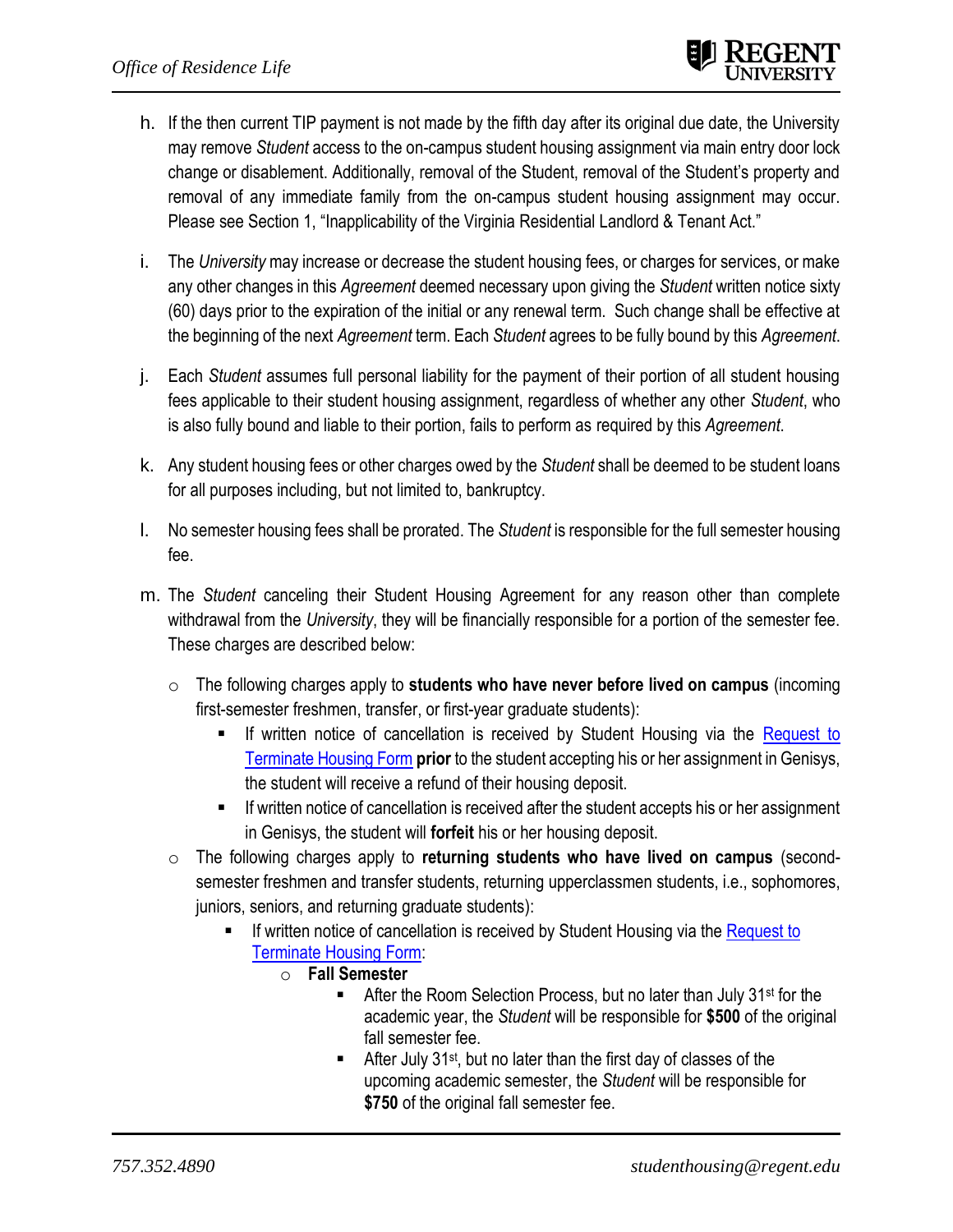h. If the then current TIP payment is not made by the fifth day after its original due date, the University may remove *Student* access to the on-campus student housing assignment via main entry door lock change or disablement. Additionally, removal of the Student, removal of the Student's property and removal of any immediate family from the on-campus student housing assignment may occur. Please see Section 1, "Inapplicability of the Virginia Residential Landlord & Tenant Act."

i. The *University* may increase or decrease the student housing fees, or charges for services, or make any other changes in this *Agreement* deemed necessary upon giving the *Student* written notice sixty (60) days prior to the expiration of the initial or any renewal term. Such change shall be effective at the beginning of the next *Agreement* term. Each *Student* agrees to be fully bound by this *Agreement*.

j. Each *Student* assumes full personal liability for the payment of their portion of all student housing fees applicable to their student housing assignment, regardless of whether any other *Student*, who is also fully bound and liable to their portion, fails to perform as required by this *Agreement*.

k. Any student housing fees or other charges owed by the *Student* shall be deemed to be student loans for all purposes including, but not limited to, bankruptcy.

l. No semester housing fees shall be prorated. The *Student* is responsible for the full semester housing fee.

m. The *Student* canceling their Student Housing Agreement for any reason other than complete withdrawal from the *University*, they will be financially responsible for a portion of the semester fee. These charges are described below:

- The following charges apply to **students who have never before lived on campus** (incoming first-semester freshmen, transfer, or first-year graduate students):
  - If written notice of cancellation is received by Student Housing via the Request to Terminate Housing Form **prior** to the student accepting his or her assignment in Genisys, the student will receive a refund of their housing deposit.
  - If written notice of cancellation is received after the student accepts his or her assignment in Genisys, the student will **forfeit** his or her housing deposit.
- The following charges apply to **returning students who have lived on campus** (second-semester freshmen and transfer students, returning upperclassmen students, i.e., sophomores, juniors, seniors, and returning graduate students):
  - If written notice of cancellation is received by Student Housing via the Request to Terminate Housing Form:
    - **Fall Semester**
      - After the Room Selection Process, but no later than July 31st for the academic year, the *Student* will be responsible for **$500** of the original fall semester fee.
      - After July 31st, but no later than the first day of classes of the upcoming academic semester, the *Student* will be responsible for **$750** of the original fall semester fee.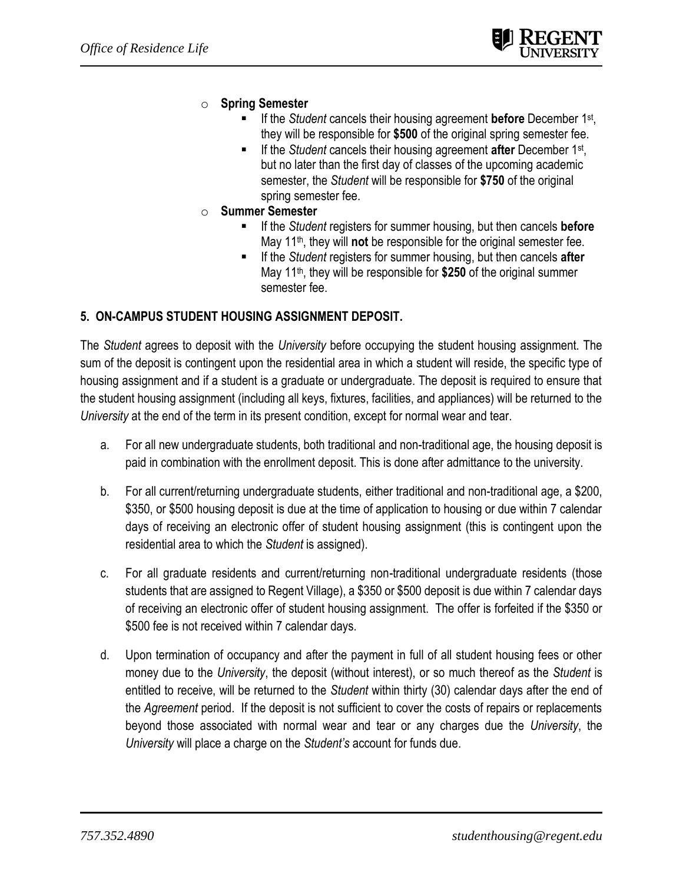- **Spring Semester**
  - If the *Student* cancels their housing agreement **before** December 1st, they will be responsible for **$500** of the original spring semester fee.
  - If the *Student* cancels their housing agreement **after** December 1st, but no later than the first day of classes of the upcoming academic semester, the *Student* will be responsible for **$750** of the original spring semester fee.
- **Summer Semester**
  - If the *Student* registers for summer housing, but then cancels **before** May 11th, they will **not** be responsible for the original semester fee.
  - If the *Student* registers for summer housing, but then cancels **after** May 11th, they will be responsible for **$250** of the original summer semester fee.

**5. ON-CAMPUS STUDENT HOUSING ASSIGNMENT DEPOSIT.**

The *Student* agrees to deposit with the *University* before occupying the student housing assignment. The sum of the deposit is contingent upon the residential area in which a student will reside, the specific type of housing assignment and if a student is a graduate or undergraduate. The deposit is required to ensure that the student housing assignment (including all keys, fixtures, facilities, and appliances) will be returned to the *University* at the end of the term in its present condition, except for normal wear and tear.

a. For all new undergraduate students, both traditional and non-traditional age, the housing deposit is paid in combination with the enrollment deposit. This is done after admittance to the university.

b. For all current/returning undergraduate students, either traditional and non-traditional age, a $200, $350, or $500 housing deposit is due at the time of application to housing or due within 7 calendar days of receiving an electronic offer of student housing assignment (this is contingent upon the residential area to which the *Student* is assigned).

c. For all graduate residents and current/returning non-traditional undergraduate residents (those students that are assigned to Regent Village), a $350 or $500 deposit is due within 7 calendar days of receiving an electronic offer of student housing assignment. The offer is forfeited if the $350 or $500 fee is not received within 7 calendar days.

d. Upon termination of occupancy and after the payment in full of all student housing fees or other money due to the *University*, the deposit (without interest), or so much thereof as the *Student* is entitled to receive, will be returned to the *Student* within thirty (30) calendar days after the end of the *Agreement* period. If the deposit is not sufficient to cover the costs of repairs or replacements beyond those associated with normal wear and tear or any charges due the *University*, the *University* will place a charge on the *Student's* account for funds due.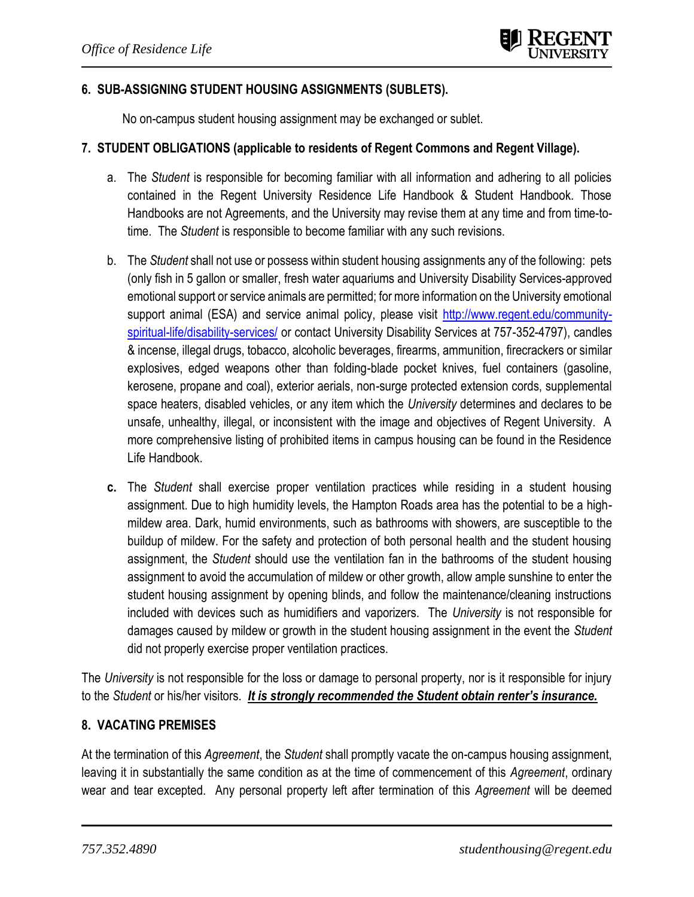### 6. SUB-ASSIGNING STUDENT HOUSING ASSIGNMENTS (SUBLETS).

No on-campus student housing assignment may be exchanged or sublet.

### 7. STUDENT OBLIGATIONS (applicable to residents of Regent Commons and Regent Village).

a. The *Student* is responsible for becoming familiar with all information and adhering to all policies contained in the Regent University Residence Life Handbook & Student Handbook. Those Handbooks are not Agreements, and the University may revise them at any time and from time-to-time. The *Student* is responsible to become familiar with any such revisions.

b. The *Student* shall not use or possess within student housing assignments any of the following: pets (only fish in 5 gallon or smaller, fresh water aquariums and University Disability Services-approved emotional support or service animals are permitted; for more information on the University emotional support animal (ESA) and service animal policy, please visit [http://www.regent.edu/community-spiritual-life/disability-services/](http://www.regent.edu/community-spiritual-life/disability-services/) or contact University Disability Services at 757-352-4797), candles & incense, illegal drugs, tobacco, alcoholic beverages, firearms, ammunition, firecrackers or similar explosives, edged weapons other than folding-blade pocket knives, fuel containers (gasoline, kerosene, propane and coal), exterior aerials, non-surge protected extension cords, supplemental space heaters, disabled vehicles, or any item which the *University* determines and declares to be unsafe, unhealthy, illegal, or inconsistent with the image and objectives of Regent University. A more comprehensive listing of prohibited items in campus housing can be found in the Residence Life Handbook.

**c.** The *Student* shall exercise proper ventilation practices while residing in a student housing assignment. Due to high humidity levels, the Hampton Roads area has the potential to be a high-mildew area. Dark, humid environments, such as bathrooms with showers, are susceptible to the buildup of mildew. For the safety and protection of both personal health and the student housing assignment, the *Student* should use the ventilation fan in the bathrooms of the student housing assignment to avoid the accumulation of mildew or other growth, allow ample sunshine to enter the student housing assignment by opening blinds, and follow the maintenance/cleaning instructions included with devices such as humidifiers and vaporizers. The *University* is not responsible for damages caused by mildew or growth in the student housing assignment in the event the *Student* did not properly exercise proper ventilation practices.

The *University* is not responsible for the loss or damage to personal property, nor is it responsible for injury to the *Student* or his/her visitors. ***<u>It is strongly recommended the Student obtain renter's insurance.</u>***

### 8. VACATING PREMISES

At the termination of this *Agreement*, the *Student* shall promptly vacate the on-campus housing assignment, leaving it in substantially the same condition as at the time of commencement of this *Agreement*, ordinary wear and tear excepted. Any personal property left after termination of this *Agreement* will be deemed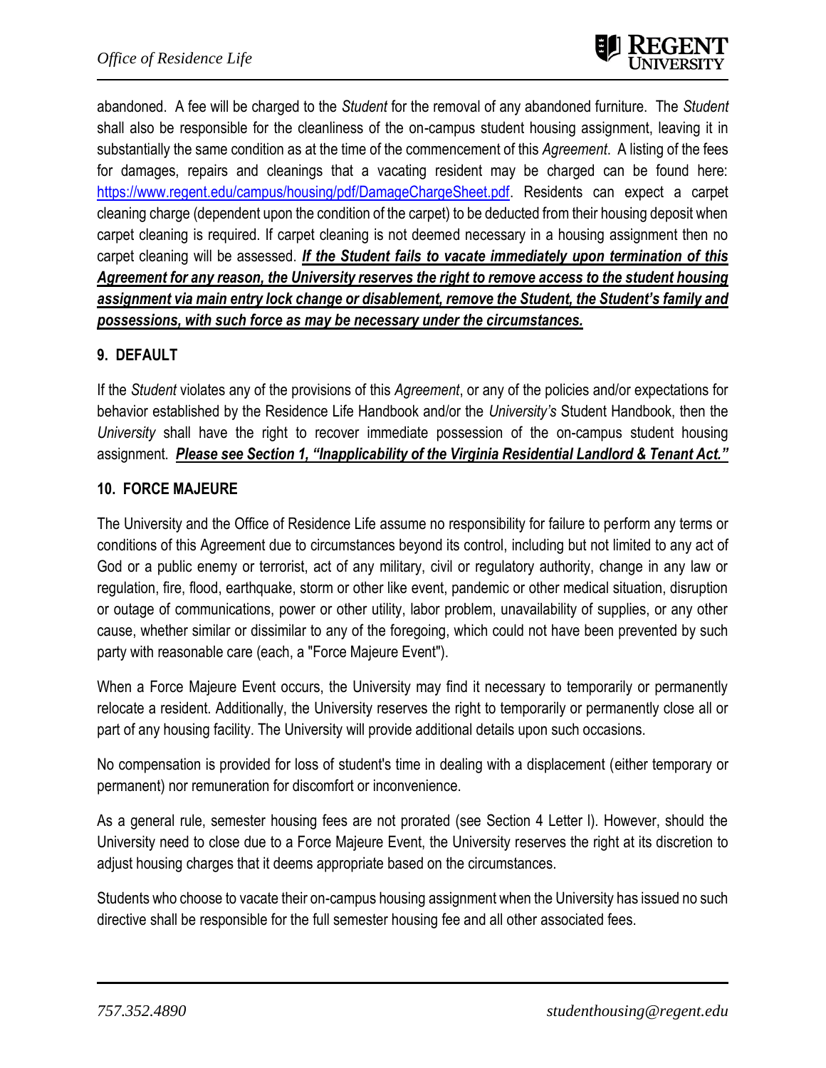abandoned. A fee will be charged to the *Student* for the removal of any abandoned furniture. The *Student* shall also be responsible for the cleanliness of the on-campus student housing assignment, leaving it in substantially the same condition as at the time of the commencement of this *Agreement*. A listing of the fees for damages, repairs and cleanings that a vacating resident may be charged can be found here: [https://www.regent.edu/campus/housing/pdf/DamageChargeSheet.pdf](https://www.regent.edu/campus/housing/pdf/DamageChargeSheet.pdf). Residents can expect a carpet cleaning charge (dependent upon the condition of the carpet) to be deducted from their housing deposit when carpet cleaning is required. If carpet cleaning is not deemed necessary in a housing assignment then no carpet cleaning will be assessed. ***<u>If the Student fails to vacate immediately upon termination of this Agreement for any reason, the University reserves the right to remove access to the student housing assignment via main entry lock change or disablement, remove the Student, the Student's family and possessions, with such force as may be necessary under the circumstances.</u>***

## 9. DEFAULT

If the *Student* violates any of the provisions of this *Agreement*, or any of the policies and/or expectations for behavior established by the Residence Life Handbook and/or the *University's* Student Handbook, then the *University* shall have the right to recover immediate possession of the on-campus student housing assignment. ***<u>Please see Section 1, "Inapplicability of the Virginia Residential Landlord & Tenant Act."</u>***

## 10. FORCE MAJEURE

The University and the Office of Residence Life assume no responsibility for failure to perform any terms or conditions of this Agreement due to circumstances beyond its control, including but not limited to any act of God or a public enemy or terrorist, act of any military, civil or regulatory authority, change in any law or regulation, fire, flood, earthquake, storm or other like event, pandemic or other medical situation, disruption or outage of communications, power or other utility, labor problem, unavailability of supplies, or any other cause, whether similar or dissimilar to any of the foregoing, which could not have been prevented by such party with reasonable care (each, a "Force Majeure Event").

When a Force Majeure Event occurs, the University may find it necessary to temporarily or permanently relocate a resident. Additionally, the University reserves the right to temporarily or permanently close all or part of any housing facility. The University will provide additional details upon such occasions.

No compensation is provided for loss of student's time in dealing with a displacement (either temporary or permanent) nor remuneration for discomfort or inconvenience.

As a general rule, semester housing fees are not prorated (see Section 4 Letter l). However, should the University need to close due to a Force Majeure Event, the University reserves the right at its discretion to adjust housing charges that it deems appropriate based on the circumstances.

Students who choose to vacate their on-campus housing assignment when the University has issued no such directive shall be responsible for the full semester housing fee and all other associated fees.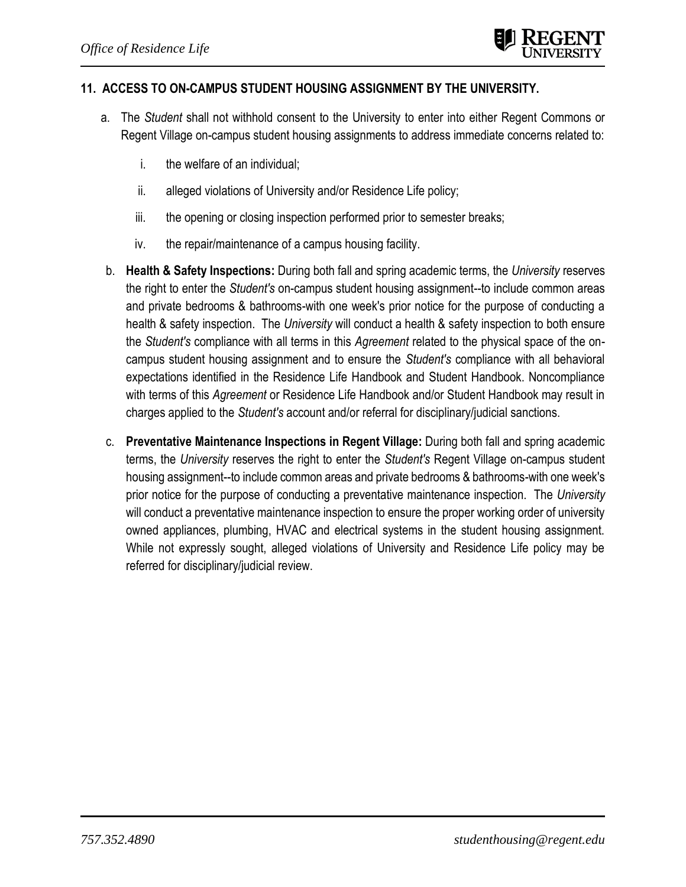## 11. ACCESS TO ON-CAMPUS STUDENT HOUSING ASSIGNMENT BY THE UNIVERSITY.

a. The *Student* shall not withhold consent to the University to enter into either Regent Commons or Regent Village on-campus student housing assignments to address immediate concerns related to:

   i. the welfare of an individual;

   ii. alleged violations of University and/or Residence Life policy;

   iii. the opening or closing inspection performed prior to semester breaks;

   iv. the repair/maintenance of a campus housing facility.

b. **Health & Safety Inspections:** During both fall and spring academic terms, the *University* reserves the right to enter the *Student's* on-campus student housing assignment--to include common areas and private bedrooms & bathrooms-with one week's prior notice for the purpose of conducting a health & safety inspection. The *University* will conduct a health & safety inspection to both ensure the *Student's* compliance with all terms in this *Agreement* related to the physical space of the on-campus student housing assignment and to ensure the *Student's* compliance with all behavioral expectations identified in the Residence Life Handbook and Student Handbook. Noncompliance with terms of this *Agreement* or Residence Life Handbook and/or Student Handbook may result in charges applied to the *Student's* account and/or referral for disciplinary/judicial sanctions.

c. **Preventative Maintenance Inspections in Regent Village:** During both fall and spring academic terms, the *University* reserves the right to enter the *Student's* Regent Village on-campus student housing assignment--to include common areas and private bedrooms & bathrooms-with one week's prior notice for the purpose of conducting a preventative maintenance inspection. The *University* will conduct a preventative maintenance inspection to ensure the proper working order of university owned appliances, plumbing, HVAC and electrical systems in the student housing assignment. While not expressly sought, alleged violations of University and Residence Life policy may be referred for disciplinary/judicial review.